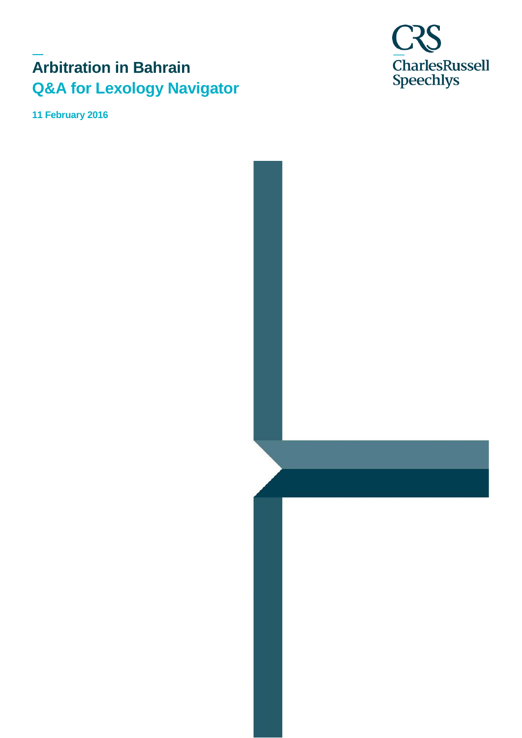# Arbitration in Bahrain

## Q&A for Lexology Navigator

**11 February 2016**

CRS
CharlesRussell
Speechlys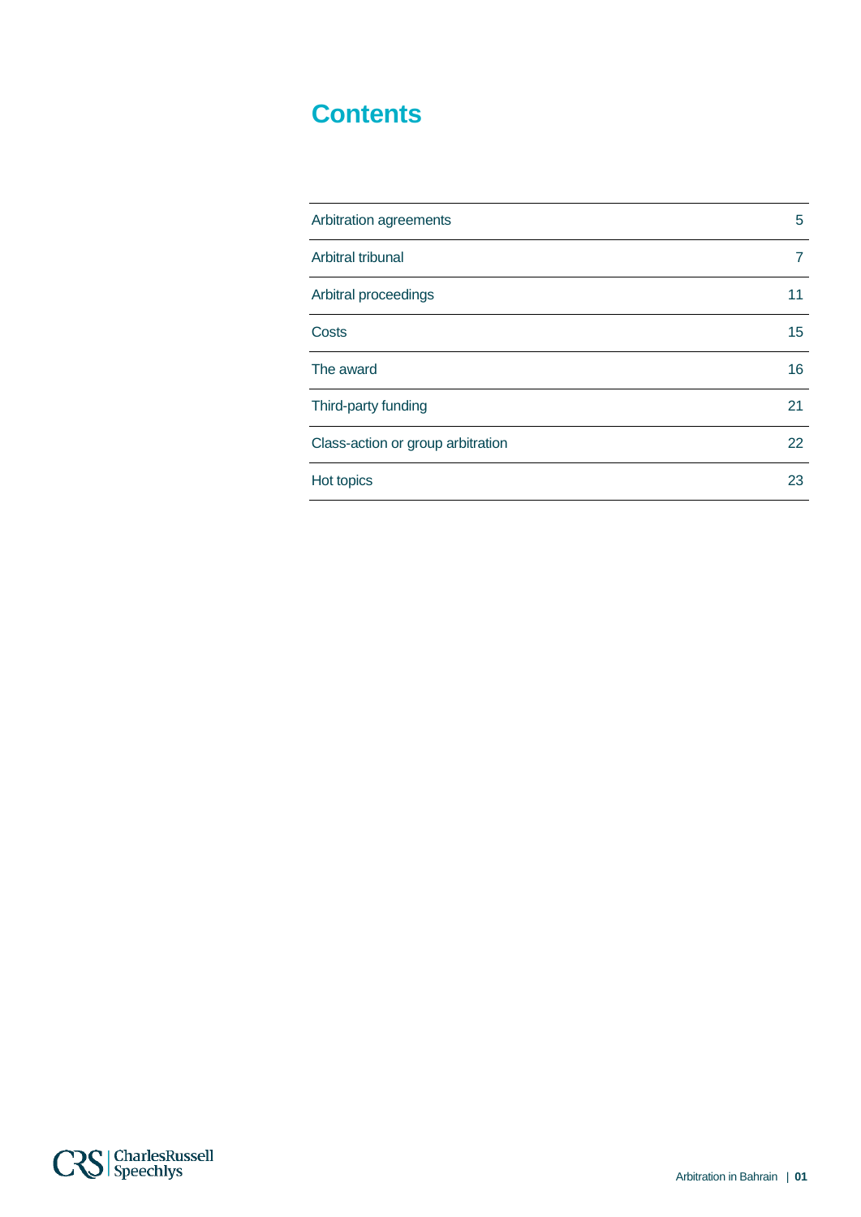# Contents

| | |
|---|---|
| Arbitration agreements | 5 |
| Arbitral tribunal | 7 |
| Arbitral proceedings | 11 |
| Costs | 15 |
| The award | 16 |
| Third-party funding | 21 |
| Class-action or group arbitration | 22 |
| Hot topics | 23 |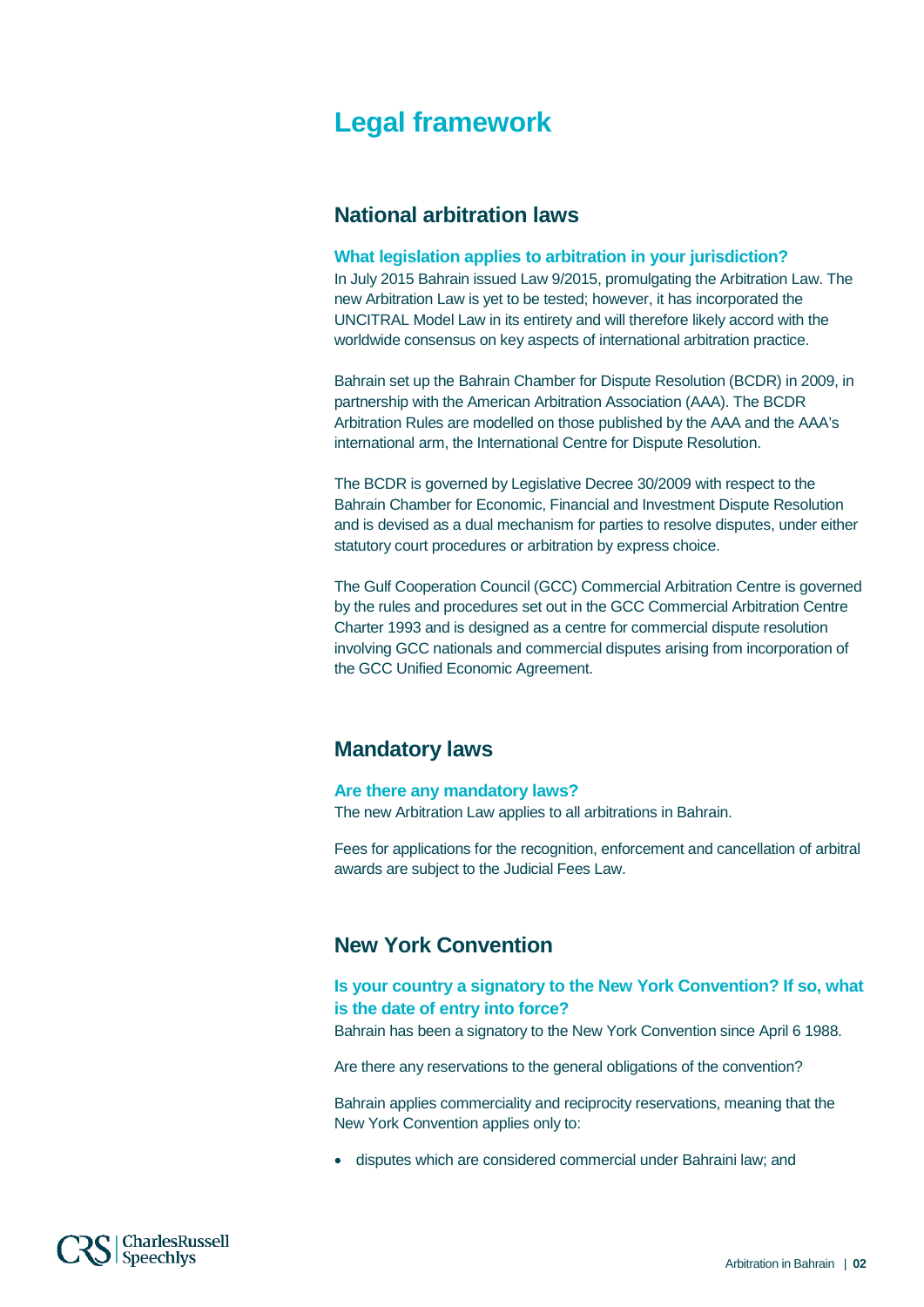# Legal framework

## National arbitration laws

### What legislation applies to arbitration in your jurisdiction?

In July 2015 Bahrain issued Law 9/2015, promulgating the Arbitration Law. The new Arbitration Law is yet to be tested; however, it has incorporated the UNCITRAL Model Law in its entirety and will therefore likely accord with the worldwide consensus on key aspects of international arbitration practice.

Bahrain set up the Bahrain Chamber for Dispute Resolution (BCDR) in 2009, in partnership with the American Arbitration Association (AAA). The BCDR Arbitration Rules are modelled on those published by the AAA and the AAA's international arm, the International Centre for Dispute Resolution.

The BCDR is governed by Legislative Decree 30/2009 with respect to the Bahrain Chamber for Economic, Financial and Investment Dispute Resolution and is devised as a dual mechanism for parties to resolve disputes, under either statutory court procedures or arbitration by express choice.

The Gulf Cooperation Council (GCC) Commercial Arbitration Centre is governed by the rules and procedures set out in the GCC Commercial Arbitration Centre Charter 1993 and is designed as a centre for commercial dispute resolution involving GCC nationals and commercial disputes arising from incorporation of the GCC Unified Economic Agreement.

## Mandatory laws

### Are there any mandatory laws?

The new Arbitration Law applies to all arbitrations in Bahrain.

Fees for applications for the recognition, enforcement and cancellation of arbitral awards are subject to the Judicial Fees Law.

## New York Convention

### Is your country a signatory to the New York Convention? If so, what is the date of entry into force?

Bahrain has been a signatory to the New York Convention since April 6 1988.

Are there any reservations to the general obligations of the convention?

Bahrain applies commerciality and reciprocity reservations, meaning that the New York Convention applies only to:

- disputes which are considered commercial under Bahraini law; and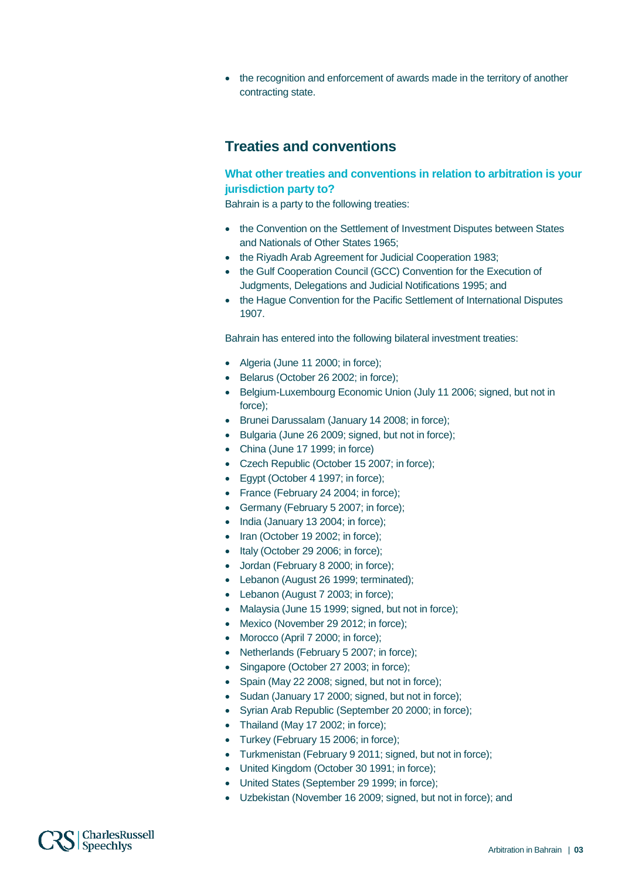- the recognition and enforcement of awards made in the territory of another contracting state.

## Treaties and conventions

### What other treaties and conventions in relation to arbitration is your jurisdiction party to?

Bahrain is a party to the following treaties:

- the Convention on the Settlement of Investment Disputes between States and Nationals of Other States 1965;
- the Riyadh Arab Agreement for Judicial Cooperation 1983;
- the Gulf Cooperation Council (GCC) Convention for the Execution of Judgments, Delegations and Judicial Notifications 1995; and
- the Hague Convention for the Pacific Settlement of International Disputes 1907.

Bahrain has entered into the following bilateral investment treaties:

- Algeria (June 11 2000; in force);
- Belarus (October 26 2002; in force);
- Belgium-Luxembourg Economic Union (July 11 2006; signed, but not in force);
- Brunei Darussalam (January 14 2008; in force);
- Bulgaria (June 26 2009; signed, but not in force);
- China (June 17 1999; in force)
- Czech Republic (October 15 2007; in force);
- Egypt (October 4 1997; in force);
- France (February 24 2004; in force);
- Germany (February 5 2007; in force);
- India (January 13 2004; in force);
- Iran (October 19 2002; in force);
- Italy (October 29 2006; in force);
- Jordan (February 8 2000; in force);
- Lebanon (August 26 1999; terminated);
- Lebanon (August 7 2003; in force);
- Malaysia (June 15 1999; signed, but not in force);
- Mexico (November 29 2012; in force);
- Morocco (April 7 2000; in force);
- Netherlands (February 5 2007; in force);
- Singapore (October 27 2003; in force);
- Spain (May 22 2008; signed, but not in force);
- Sudan (January 17 2000; signed, but not in force);
- Syrian Arab Republic (September 20 2000; in force);
- Thailand (May 17 2002; in force);
- Turkey (February 15 2006; in force);
- Turkmenistan (February 9 2011; signed, but not in force);
- United Kingdom (October 30 1991; in force);
- United States (September 29 1999; in force);
- Uzbekistan (November 16 2009; signed, but not in force); and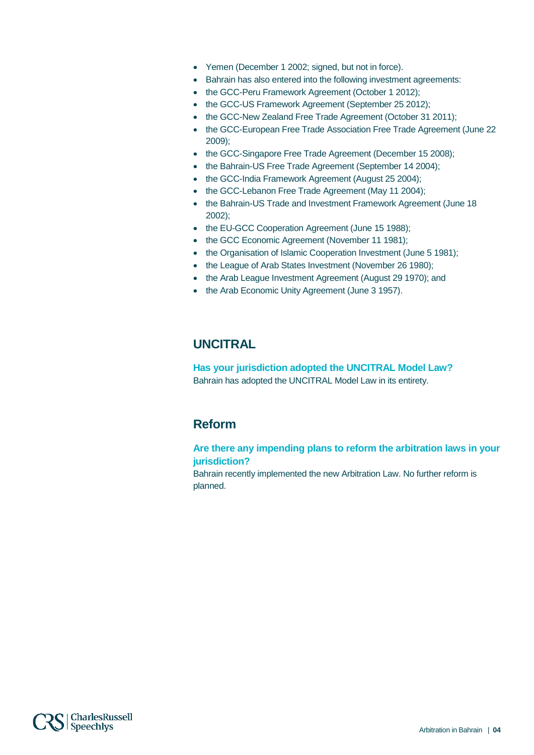- Yemen (December 1 2002; signed, but not in force).
- Bahrain has also entered into the following investment agreements:
- the GCC-Peru Framework Agreement (October 1 2012);
- the GCC-US Framework Agreement (September 25 2012);
- the GCC-New Zealand Free Trade Agreement (October 31 2011);
- the GCC-European Free Trade Association Free Trade Agreement (June 22 2009);
- the GCC-Singapore Free Trade Agreement (December 15 2008);
- the Bahrain-US Free Trade Agreement (September 14 2004);
- the GCC-India Framework Agreement (August 25 2004);
- the GCC-Lebanon Free Trade Agreement (May 11 2004);
- the Bahrain-US Trade and Investment Framework Agreement (June 18 2002);
- the EU-GCC Cooperation Agreement (June 15 1988);
- the GCC Economic Agreement (November 11 1981);
- the Organisation of Islamic Cooperation Investment (June 5 1981);
- the League of Arab States Investment (November 26 1980);
- the Arab League Investment Agreement (August 29 1970); and
- the Arab Economic Unity Agreement (June 3 1957).

## UNCITRAL

### Has your jurisdiction adopted the UNCITRAL Model Law?

Bahrain has adopted the UNCITRAL Model Law in its entirety.

## Reform

### Are there any impending plans to reform the arbitration laws in your jurisdiction?

Bahrain recently implemented the new Arbitration Law. No further reform is planned.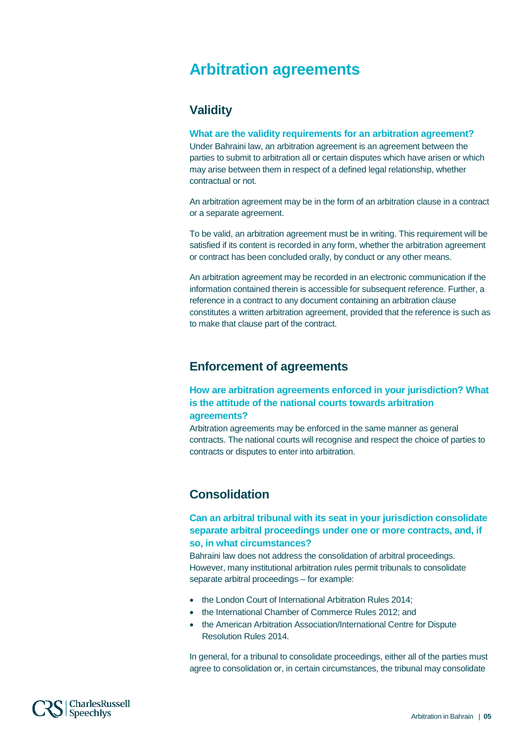# Arbitration agreements

## Validity

### What are the validity requirements for an arbitration agreement?

Under Bahraini law, an arbitration agreement is an agreement between the parties to submit to arbitration all or certain disputes which have arisen or which may arise between them in respect of a defined legal relationship, whether contractual or not.

An arbitration agreement may be in the form of an arbitration clause in a contract or a separate agreement.

To be valid, an arbitration agreement must be in writing. This requirement will be satisfied if its content is recorded in any form, whether the arbitration agreement or contract has been concluded orally, by conduct or any other means.

An arbitration agreement may be recorded in an electronic communication if the information contained therein is accessible for subsequent reference. Further, a reference in a contract to any document containing an arbitration clause constitutes a written arbitration agreement, provided that the reference is such as to make that clause part of the contract.

## Enforcement of agreements

### How are arbitration agreements enforced in your jurisdiction? What is the attitude of the national courts towards arbitration agreements?

Arbitration agreements may be enforced in the same manner as general contracts. The national courts will recognise and respect the choice of parties to contracts or disputes to enter into arbitration.

## Consolidation

### Can an arbitral tribunal with its seat in your jurisdiction consolidate separate arbitral proceedings under one or more contracts, and, if so, in what circumstances?

Bahraini law does not address the consolidation of arbitral proceedings. However, many institutional arbitration rules permit tribunals to consolidate separate arbitral proceedings – for example:

- the London Court of International Arbitration Rules 2014;
- the International Chamber of Commerce Rules 2012; and
- the American Arbitration Association/International Centre for Dispute Resolution Rules 2014.

In general, for a tribunal to consolidate proceedings, either all of the parties must agree to consolidation or, in certain circumstances, the tribunal may consolidate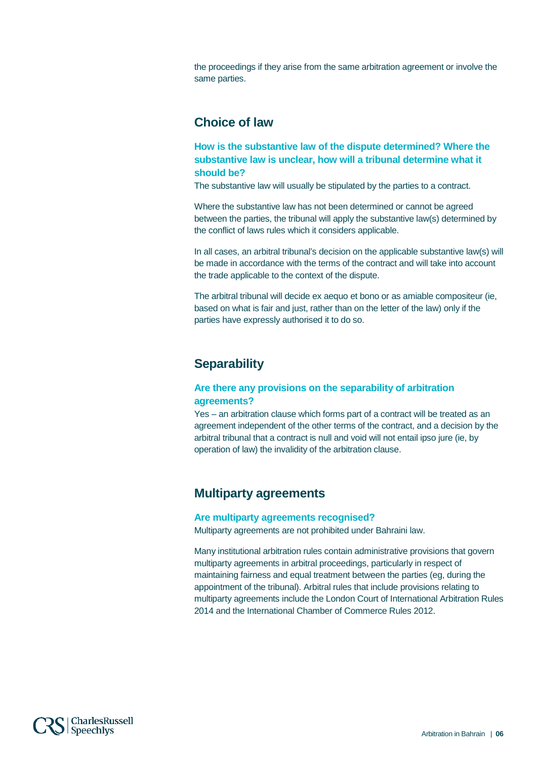the proceedings if they arise from the same arbitration agreement or involve the same parties.

## Choice of law

### How is the substantive law of the dispute determined? Where the substantive law is unclear, how will a tribunal determine what it should be?

The substantive law will usually be stipulated by the parties to a contract.

Where the substantive law has not been determined or cannot be agreed between the parties, the tribunal will apply the substantive law(s) determined by the conflict of laws rules which it considers applicable.

In all cases, an arbitral tribunal's decision on the applicable substantive law(s) will be made in accordance with the terms of the contract and will take into account the trade applicable to the context of the dispute.

The arbitral tribunal will decide ex aequo et bono or as amiable compositeur (ie, based on what is fair and just, rather than on the letter of the law) only if the parties have expressly authorised it to do so.

## Separability

### Are there any provisions on the separability of arbitration agreements?

Yes – an arbitration clause which forms part of a contract will be treated as an agreement independent of the other terms of the contract, and a decision by the arbitral tribunal that a contract is null and void will not entail ipso jure (ie, by operation of law) the invalidity of the arbitration clause.

## Multiparty agreements

### Are multiparty agreements recognised?

Multiparty agreements are not prohibited under Bahraini law.

Many institutional arbitration rules contain administrative provisions that govern multiparty agreements in arbitral proceedings, particularly in respect of maintaining fairness and equal treatment between the parties (eg, during the appointment of the tribunal). Arbitral rules that include provisions relating to multiparty agreements include the London Court of International Arbitration Rules 2014 and the International Chamber of Commerce Rules 2012.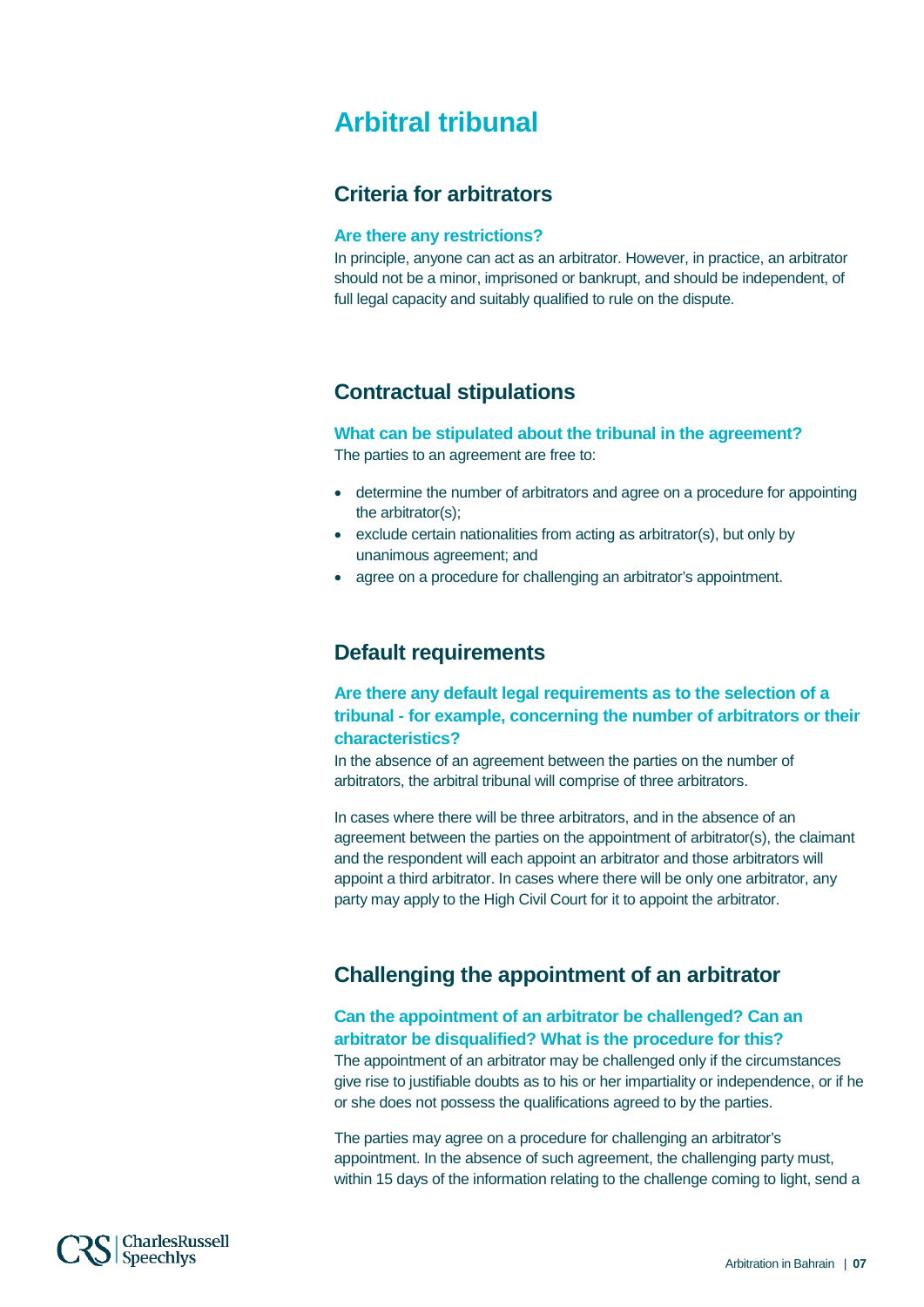# Arbitral tribunal

## Criteria for arbitrators

### Are there any restrictions?

In principle, anyone can act as an arbitrator. However, in practice, an arbitrator should not be a minor, imprisoned or bankrupt, and should be independent, of full legal capacity and suitably qualified to rule on the dispute.

## Contractual stipulations

### What can be stipulated about the tribunal in the agreement?

The parties to an agreement are free to:

- determine the number of arbitrators and agree on a procedure for appointing the arbitrator(s);
- exclude certain nationalities from acting as arbitrator(s), but only by unanimous agreement; and
- agree on a procedure for challenging an arbitrator's appointment.

## Default requirements

### Are there any default legal requirements as to the selection of a tribunal - for example, concerning the number of arbitrators or their characteristics?

In the absence of an agreement between the parties on the number of arbitrators, the arbitral tribunal will comprise of three arbitrators.

In cases where there will be three arbitrators, and in the absence of an agreement between the parties on the appointment of arbitrator(s), the claimant and the respondent will each appoint an arbitrator and those arbitrators will appoint a third arbitrator. In cases where there will be only one arbitrator, any party may apply to the High Civil Court for it to appoint the arbitrator.

## Challenging the appointment of an arbitrator

### Can the appointment of an arbitrator be challenged? Can an arbitrator be disqualified? What is the procedure for this?

The appointment of an arbitrator may be challenged only if the circumstances give rise to justifiable doubts as to his or her impartiality or independence, or if he or she does not possess the qualifications agreed to by the parties.

The parties may agree on a procedure for challenging an arbitrator's appointment. In the absence of such agreement, the challenging party must, within 15 days of the information relating to the challenge coming to light, send a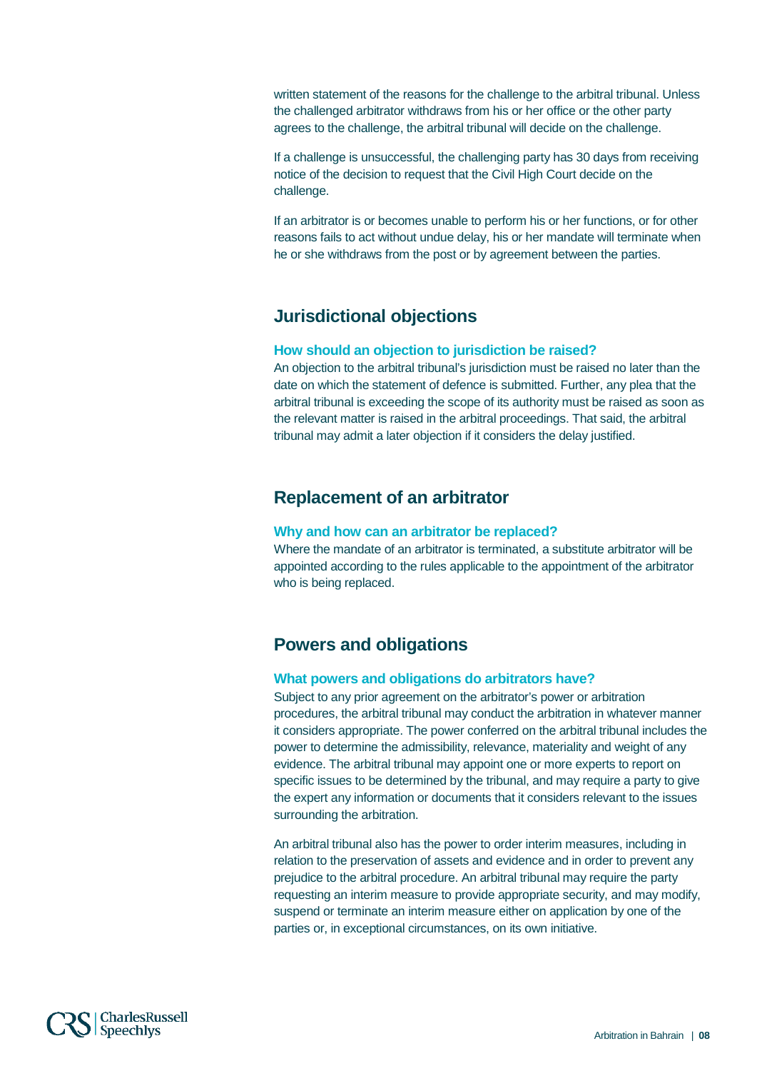written statement of the reasons for the challenge to the arbitral tribunal. Unless the challenged arbitrator withdraws from his or her office or the other party agrees to the challenge, the arbitral tribunal will decide on the challenge.

If a challenge is unsuccessful, the challenging party has 30 days from receiving notice of the decision to request that the Civil High Court decide on the challenge.

If an arbitrator is or becomes unable to perform his or her functions, or for other reasons fails to act without undue delay, his or her mandate will terminate when he or she withdraws from the post or by agreement between the parties.

## Jurisdictional objections

### How should an objection to jurisdiction be raised?

An objection to the arbitral tribunal's jurisdiction must be raised no later than the date on which the statement of defence is submitted. Further, any plea that the arbitral tribunal is exceeding the scope of its authority must be raised as soon as the relevant matter is raised in the arbitral proceedings. That said, the arbitral tribunal may admit a later objection if it considers the delay justified.

## Replacement of an arbitrator

### Why and how can an arbitrator be replaced?

Where the mandate of an arbitrator is terminated, a substitute arbitrator will be appointed according to the rules applicable to the appointment of the arbitrator who is being replaced.

## Powers and obligations

### What powers and obligations do arbitrators have?

Subject to any prior agreement on the arbitrator's power or arbitration procedures, the arbitral tribunal may conduct the arbitration in whatever manner it considers appropriate. The power conferred on the arbitral tribunal includes the power to determine the admissibility, relevance, materiality and weight of any evidence. The arbitral tribunal may appoint one or more experts to report on specific issues to be determined by the tribunal, and may require a party to give the expert any information or documents that it considers relevant to the issues surrounding the arbitration.

An arbitral tribunal also has the power to order interim measures, including in relation to the preservation of assets and evidence and in order to prevent any prejudice to the arbitral procedure. An arbitral tribunal may require the party requesting an interim measure to provide appropriate security, and may modify, suspend or terminate an interim measure either on application by one of the parties or, in exceptional circumstances, on its own initiative.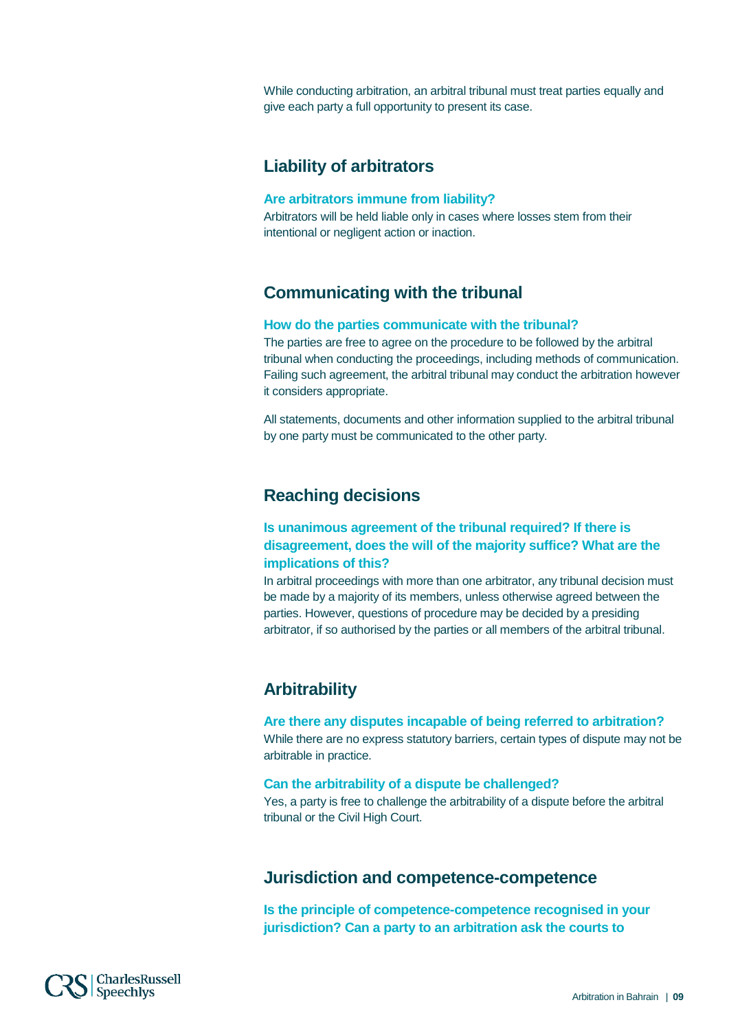While conducting arbitration, an arbitral tribunal must treat parties equally and give each party a full opportunity to present its case.

## Liability of arbitrators

### Are arbitrators immune from liability?

Arbitrators will be held liable only in cases where losses stem from their intentional or negligent action or inaction.

## Communicating with the tribunal

### How do the parties communicate with the tribunal?

The parties are free to agree on the procedure to be followed by the arbitral tribunal when conducting the proceedings, including methods of communication. Failing such agreement, the arbitral tribunal may conduct the arbitration however it considers appropriate.

All statements, documents and other information supplied to the arbitral tribunal by one party must be communicated to the other party.

## Reaching decisions

### Is unanimous agreement of the tribunal required? If there is disagreement, does the will of the majority suffice? What are the implications of this?

In arbitral proceedings with more than one arbitrator, any tribunal decision must be made by a majority of its members, unless otherwise agreed between the parties. However, questions of procedure may be decided by a presiding arbitrator, if so authorised by the parties or all members of the arbitral tribunal.

## Arbitrability

### Are there any disputes incapable of being referred to arbitration?

While there are no express statutory barriers, certain types of dispute may not be arbitrable in practice.

### Can the arbitrability of a dispute be challenged?

Yes, a party is free to challenge the arbitrability of a dispute before the arbitral tribunal or the Civil High Court.

## Jurisdiction and competence-competence

### Is the principle of competence-competence recognised in your jurisdiction? Can a party to an arbitration ask the courts to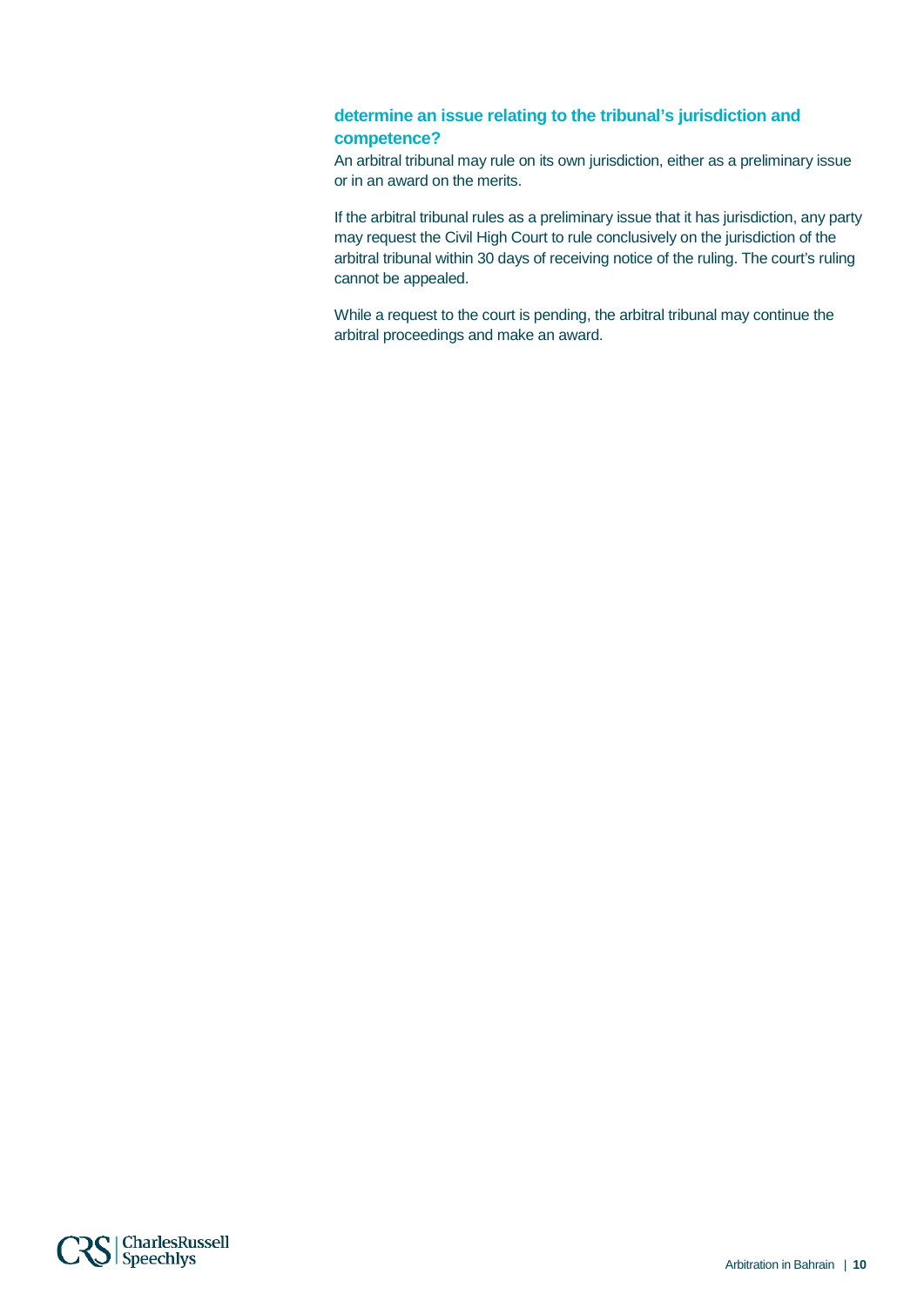### determine an issue relating to the tribunal's jurisdiction and competence?

An arbitral tribunal may rule on its own jurisdiction, either as a preliminary issue or in an award on the merits.

If the arbitral tribunal rules as a preliminary issue that it has jurisdiction, any party may request the Civil High Court to rule conclusively on the jurisdiction of the arbitral tribunal within 30 days of receiving notice of the ruling. The court's ruling cannot be appealed.

While a request to the court is pending, the arbitral tribunal may continue the arbitral proceedings and make an award.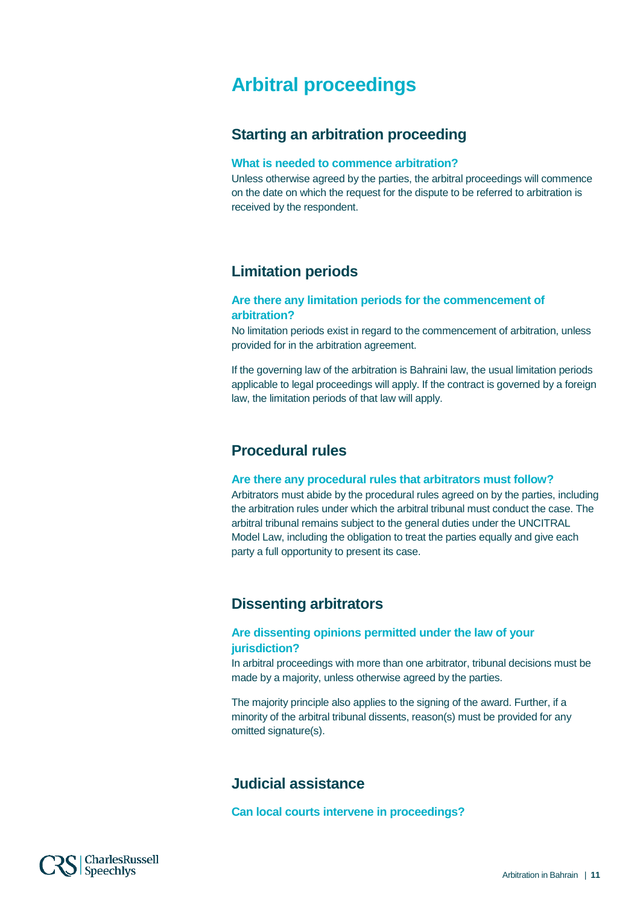# Arbitral proceedings

## Starting an arbitration proceeding

### What is needed to commence arbitration?

Unless otherwise agreed by the parties, the arbitral proceedings will commence on the date on which the request for the dispute to be referred to arbitration is received by the respondent.

## Limitation periods

### Are there any limitation periods for the commencement of arbitration?

No limitation periods exist in regard to the commencement of arbitration, unless provided for in the arbitration agreement.

If the governing law of the arbitration is Bahraini law, the usual limitation periods applicable to legal proceedings will apply. If the contract is governed by a foreign law, the limitation periods of that law will apply.

## Procedural rules

### Are there any procedural rules that arbitrators must follow?

Arbitrators must abide by the procedural rules agreed on by the parties, including the arbitration rules under which the arbitral tribunal must conduct the case. The arbitral tribunal remains subject to the general duties under the UNCITRAL Model Law, including the obligation to treat the parties equally and give each party a full opportunity to present its case.

## Dissenting arbitrators

### Are dissenting opinions permitted under the law of your jurisdiction?

In arbitral proceedings with more than one arbitrator, tribunal decisions must be made by a majority, unless otherwise agreed by the parties.

The majority principle also applies to the signing of the award. Further, if a minority of the arbitral tribunal dissents, reason(s) must be provided for any omitted signature(s).

## Judicial assistance

### Can local courts intervene in proceedings?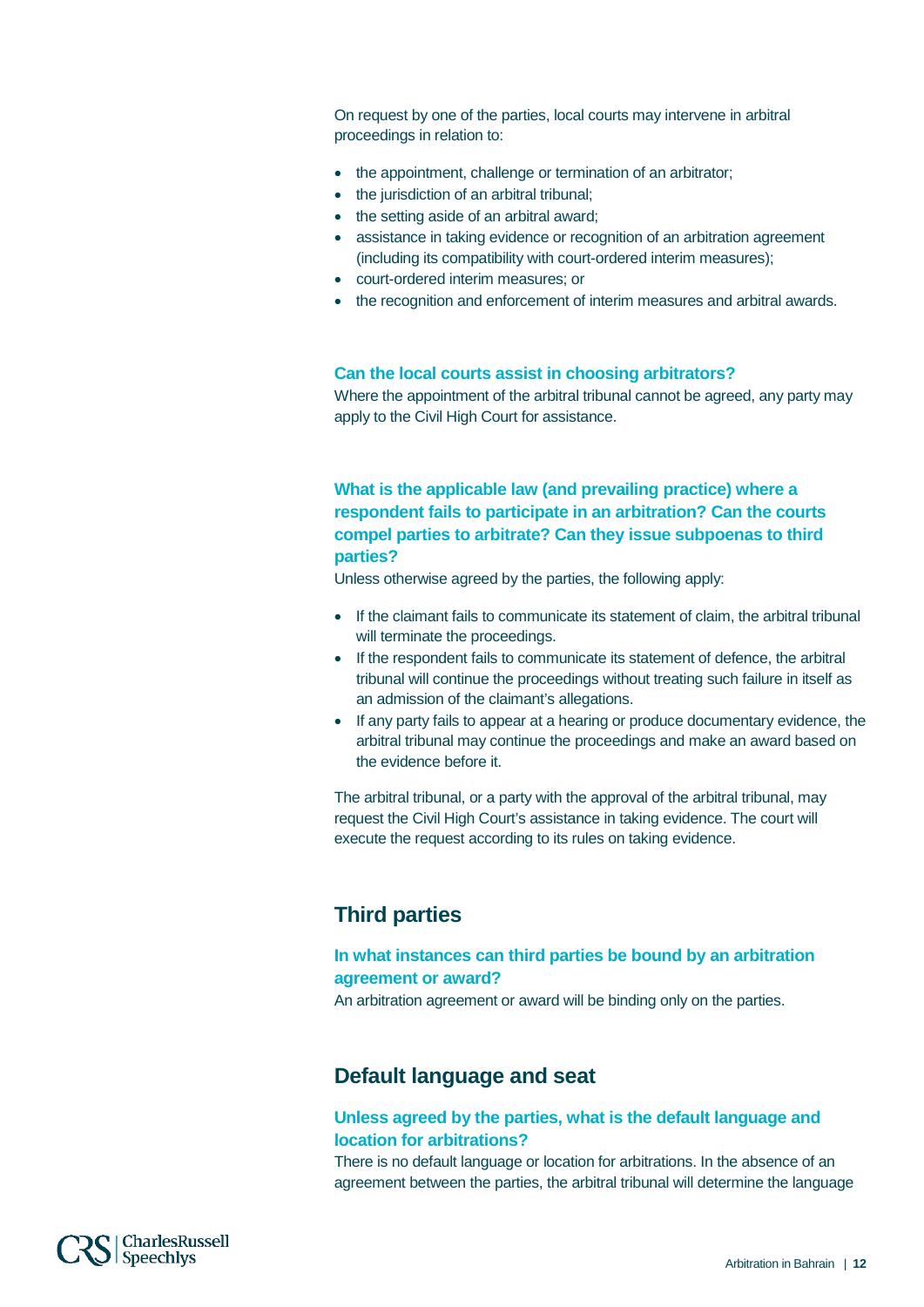On request by one of the parties, local courts may intervene in arbitral proceedings in relation to:

- the appointment, challenge or termination of an arbitrator;
- the jurisdiction of an arbitral tribunal;
- the setting aside of an arbitral award;
- assistance in taking evidence or recognition of an arbitration agreement (including its compatibility with court-ordered interim measures);
- court-ordered interim measures; or
- the recognition and enforcement of interim measures and arbitral awards.

### Can the local courts assist in choosing arbitrators?

Where the appointment of the arbitral tribunal cannot be agreed, any party may apply to the Civil High Court for assistance.

### What is the applicable law (and prevailing practice) where a respondent fails to participate in an arbitration? Can the courts compel parties to arbitrate? Can they issue subpoenas to third parties?

Unless otherwise agreed by the parties, the following apply:

- If the claimant fails to communicate its statement of claim, the arbitral tribunal will terminate the proceedings.
- If the respondent fails to communicate its statement of defence, the arbitral tribunal will continue the proceedings without treating such failure in itself as an admission of the claimant's allegations.
- If any party fails to appear at a hearing or produce documentary evidence, the arbitral tribunal may continue the proceedings and make an award based on the evidence before it.

The arbitral tribunal, or a party with the approval of the arbitral tribunal, may request the Civil High Court's assistance in taking evidence. The court will execute the request according to its rules on taking evidence.

## Third parties

### In what instances can third parties be bound by an arbitration agreement or award?

An arbitration agreement or award will be binding only on the parties.

## Default language and seat

### Unless agreed by the parties, what is the default language and location for arbitrations?

There is no default language or location for arbitrations. In the absence of an agreement between the parties, the arbitral tribunal will determine the language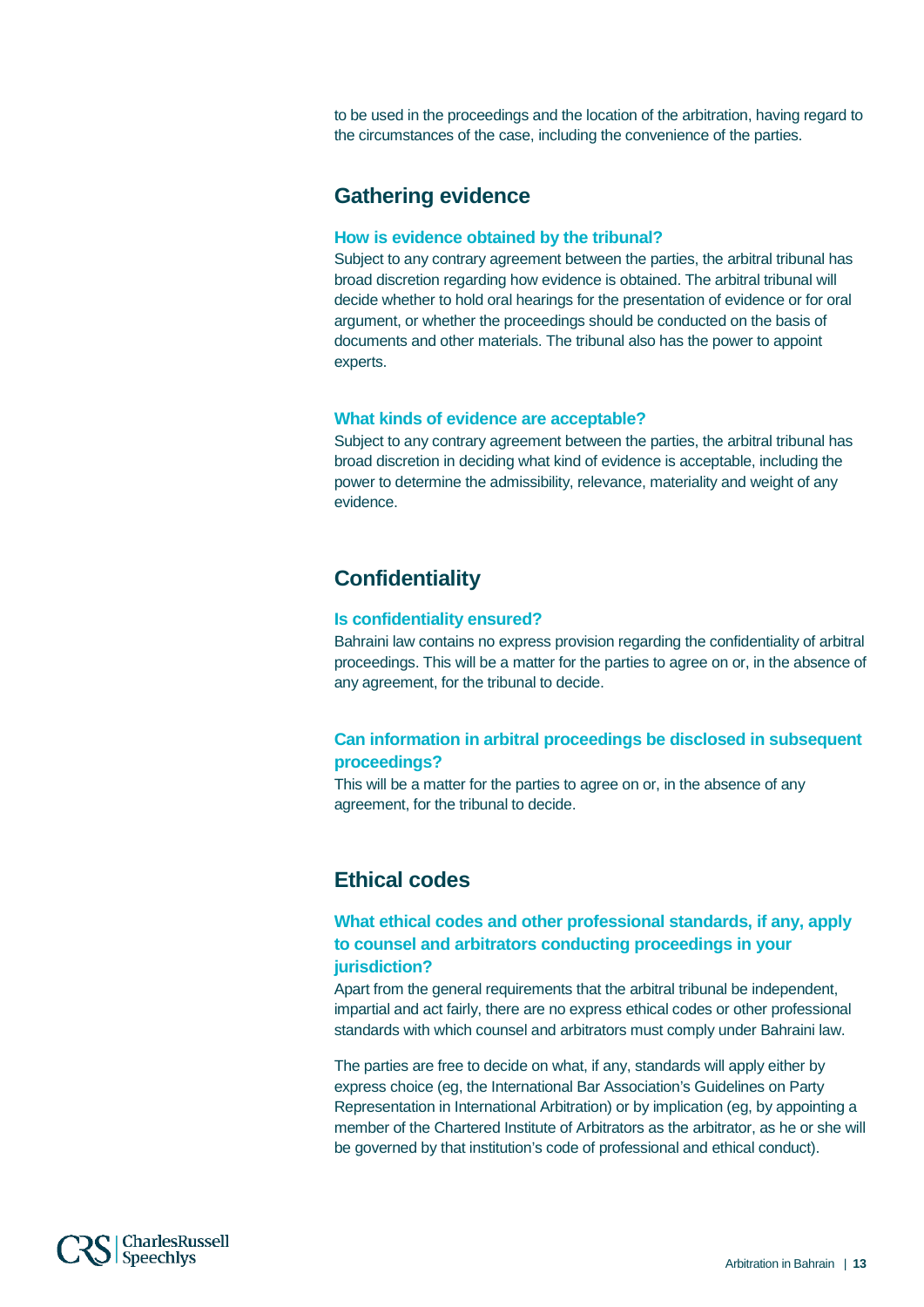to be used in the proceedings and the location of the arbitration, having regard to the circumstances of the case, including the convenience of the parties.

## Gathering evidence

### How is evidence obtained by the tribunal?

Subject to any contrary agreement between the parties, the arbitral tribunal has broad discretion regarding how evidence is obtained. The arbitral tribunal will decide whether to hold oral hearings for the presentation of evidence or for oral argument, or whether the proceedings should be conducted on the basis of documents and other materials. The tribunal also has the power to appoint experts.

### What kinds of evidence are acceptable?

Subject to any contrary agreement between the parties, the arbitral tribunal has broad discretion in deciding what kind of evidence is acceptable, including the power to determine the admissibility, relevance, materiality and weight of any evidence.

## Confidentiality

### Is confidentiality ensured?

Bahraini law contains no express provision regarding the confidentiality of arbitral proceedings. This will be a matter for the parties to agree on or, in the absence of any agreement, for the tribunal to decide.

### Can information in arbitral proceedings be disclosed in subsequent proceedings?

This will be a matter for the parties to agree on or, in the absence of any agreement, for the tribunal to decide.

## Ethical codes

### What ethical codes and other professional standards, if any, apply to counsel and arbitrators conducting proceedings in your jurisdiction?

Apart from the general requirements that the arbitral tribunal be independent, impartial and act fairly, there are no express ethical codes or other professional standards with which counsel and arbitrators must comply under Bahraini law.

The parties are free to decide on what, if any, standards will apply either by express choice (eg, the International Bar Association's Guidelines on Party Representation in International Arbitration) or by implication (eg, by appointing a member of the Chartered Institute of Arbitrators as the arbitrator, as he or she will be governed by that institution's code of professional and ethical conduct).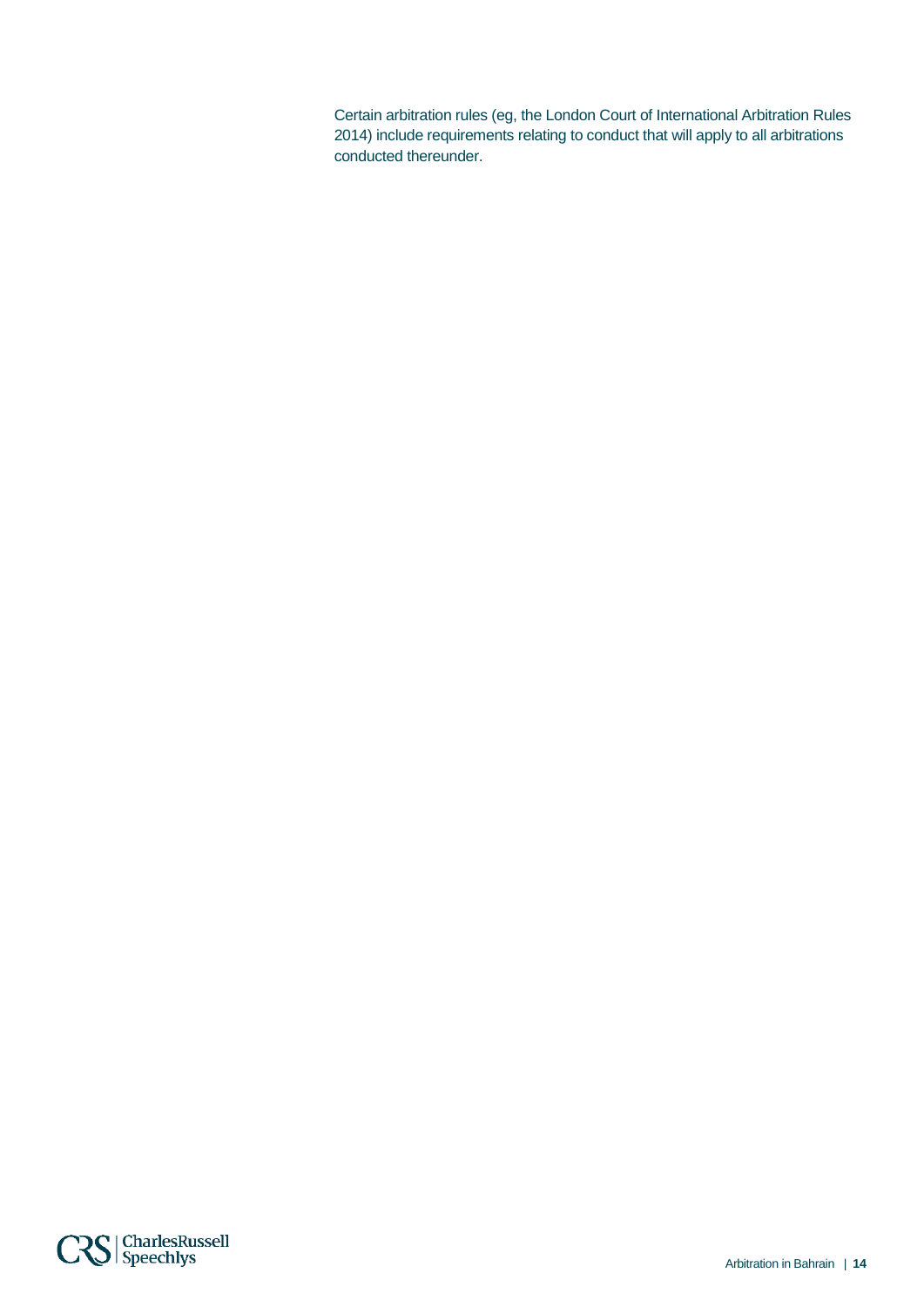Certain arbitration rules (eg, the London Court of International Arbitration Rules 2014) include requirements relating to conduct that will apply to all arbitrations conducted thereunder.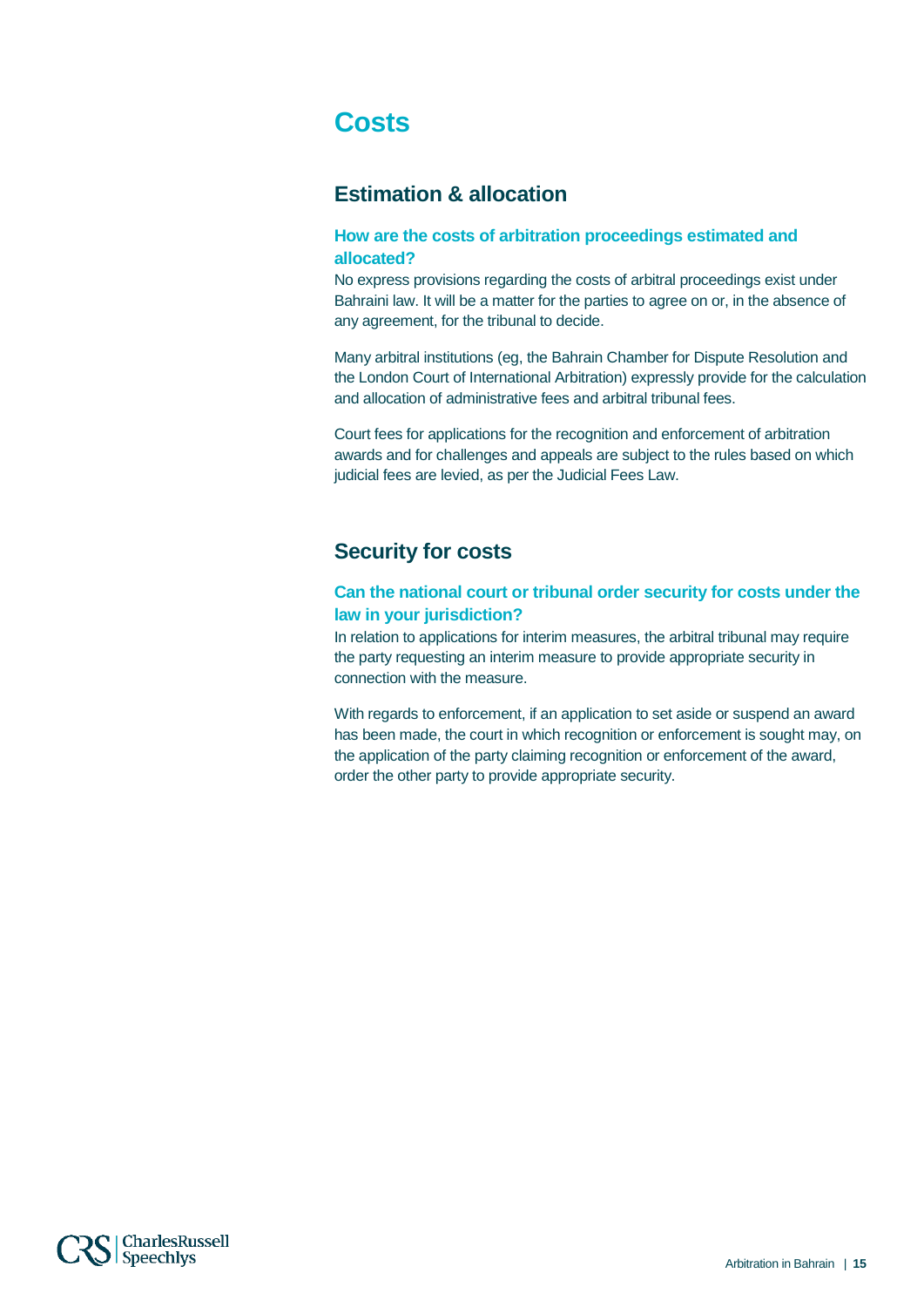# Costs

## Estimation & allocation

### How are the costs of arbitration proceedings estimated and allocated?

No express provisions regarding the costs of arbitral proceedings exist under Bahraini law. It will be a matter for the parties to agree on or, in the absence of any agreement, for the tribunal to decide.

Many arbitral institutions (eg, the Bahrain Chamber for Dispute Resolution and the London Court of International Arbitration) expressly provide for the calculation and allocation of administrative fees and arbitral tribunal fees.

Court fees for applications for the recognition and enforcement of arbitration awards and for challenges and appeals are subject to the rules based on which judicial fees are levied, as per the Judicial Fees Law.

## Security for costs

### Can the national court or tribunal order security for costs under the law in your jurisdiction?

In relation to applications for interim measures, the arbitral tribunal may require the party requesting an interim measure to provide appropriate security in connection with the measure.

With regards to enforcement, if an application to set aside or suspend an award has been made, the court in which recognition or enforcement is sought may, on the application of the party claiming recognition or enforcement of the award, order the other party to provide appropriate security.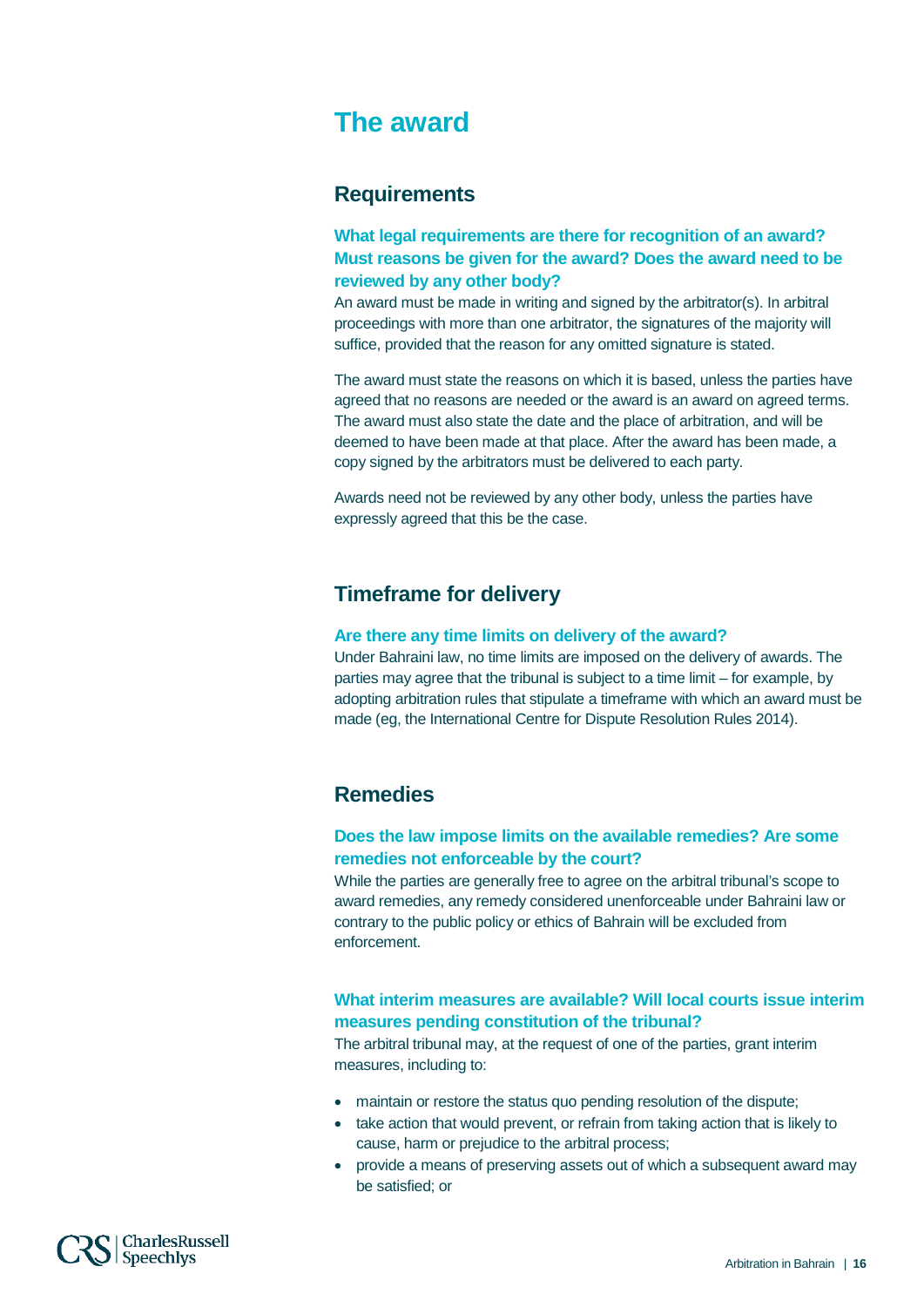# The award

## Requirements

### What legal requirements are there for recognition of an award? Must reasons be given for the award? Does the award need to be reviewed by any other body?

An award must be made in writing and signed by the arbitrator(s). In arbitral proceedings with more than one arbitrator, the signatures of the majority will suffice, provided that the reason for any omitted signature is stated.

The award must state the reasons on which it is based, unless the parties have agreed that no reasons are needed or the award is an award on agreed terms. The award must also state the date and the place of arbitration, and will be deemed to have been made at that place. After the award has been made, a copy signed by the arbitrators must be delivered to each party.

Awards need not be reviewed by any other body, unless the parties have expressly agreed that this be the case.

## Timeframe for delivery

### Are there any time limits on delivery of the award?

Under Bahraini law, no time limits are imposed on the delivery of awards. The parties may agree that the tribunal is subject to a time limit – for example, by adopting arbitration rules that stipulate a timeframe with which an award must be made (eg, the International Centre for Dispute Resolution Rules 2014).

## Remedies

### Does the law impose limits on the available remedies? Are some remedies not enforceable by the court?

While the parties are generally free to agree on the arbitral tribunal's scope to award remedies, any remedy considered unenforceable under Bahraini law or contrary to the public policy or ethics of Bahrain will be excluded from enforcement.

### What interim measures are available? Will local courts issue interim measures pending constitution of the tribunal?

The arbitral tribunal may, at the request of one of the parties, grant interim measures, including to:

- maintain or restore the status quo pending resolution of the dispute;
- take action that would prevent, or refrain from taking action that is likely to cause, harm or prejudice to the arbitral process;
- provide a means of preserving assets out of which a subsequent award may be satisfied; or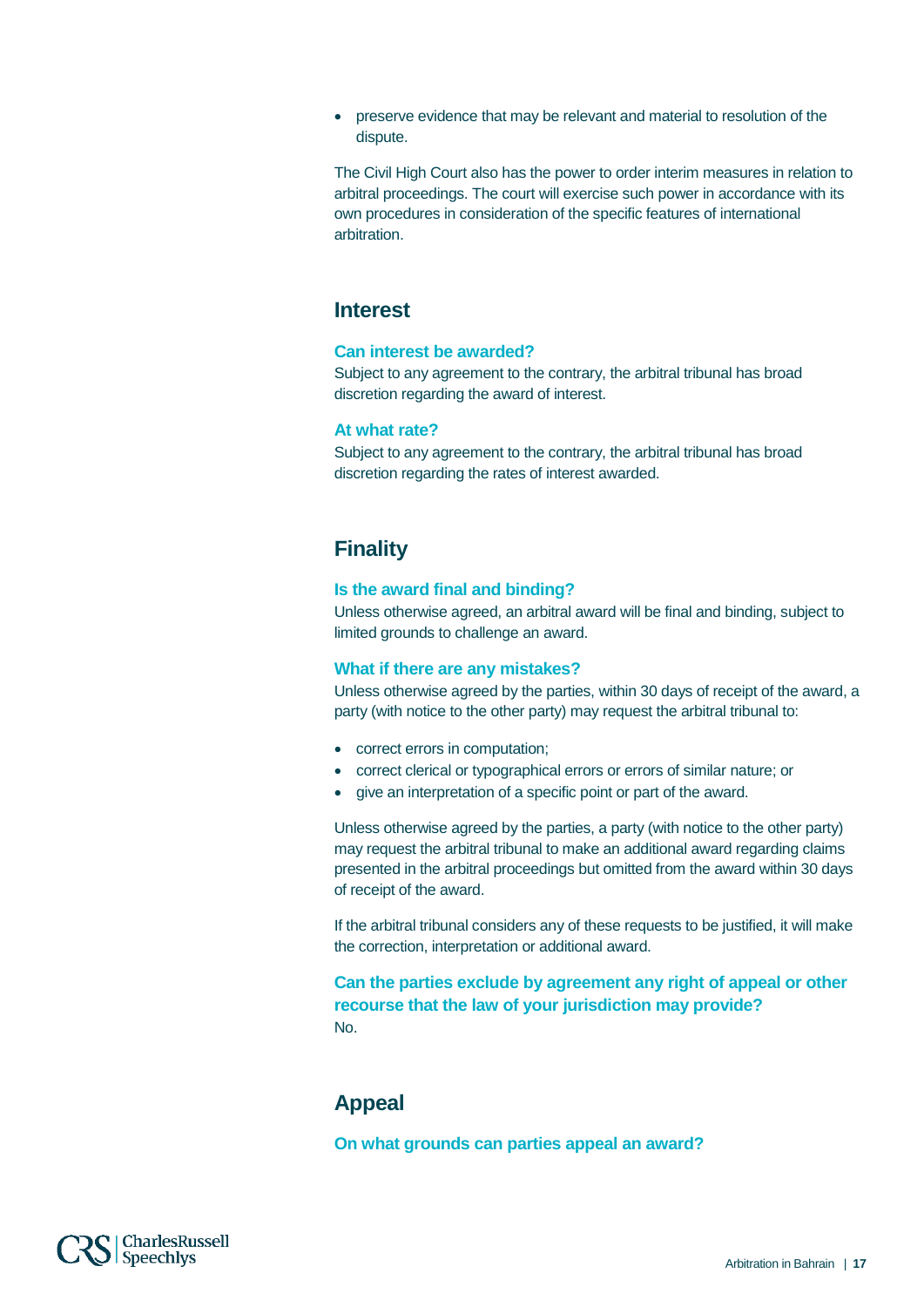- preserve evidence that may be relevant and material to resolution of the dispute.

The Civil High Court also has the power to order interim measures in relation to arbitral proceedings. The court will exercise such power in accordance with its own procedures in consideration of the specific features of international arbitration.

## Interest

### Can interest be awarded?

Subject to any agreement to the contrary, the arbitral tribunal has broad discretion regarding the award of interest.

### At what rate?

Subject to any agreement to the contrary, the arbitral tribunal has broad discretion regarding the rates of interest awarded.

## Finality

### Is the award final and binding?

Unless otherwise agreed, an arbitral award will be final and binding, subject to limited grounds to challenge an award.

### What if there are any mistakes?

Unless otherwise agreed by the parties, within 30 days of receipt of the award, a party (with notice to the other party) may request the arbitral tribunal to:

- correct errors in computation;
- correct clerical or typographical errors or errors of similar nature; or
- give an interpretation of a specific point or part of the award.

Unless otherwise agreed by the parties, a party (with notice to the other party) may request the arbitral tribunal to make an additional award regarding claims presented in the arbitral proceedings but omitted from the award within 30 days of receipt of the award.

If the arbitral tribunal considers any of these requests to be justified, it will make the correction, interpretation or additional award.

### Can the parties exclude by agreement any right of appeal or other recourse that the law of your jurisdiction may provide?

No.

## Appeal

### On what grounds can parties appeal an award?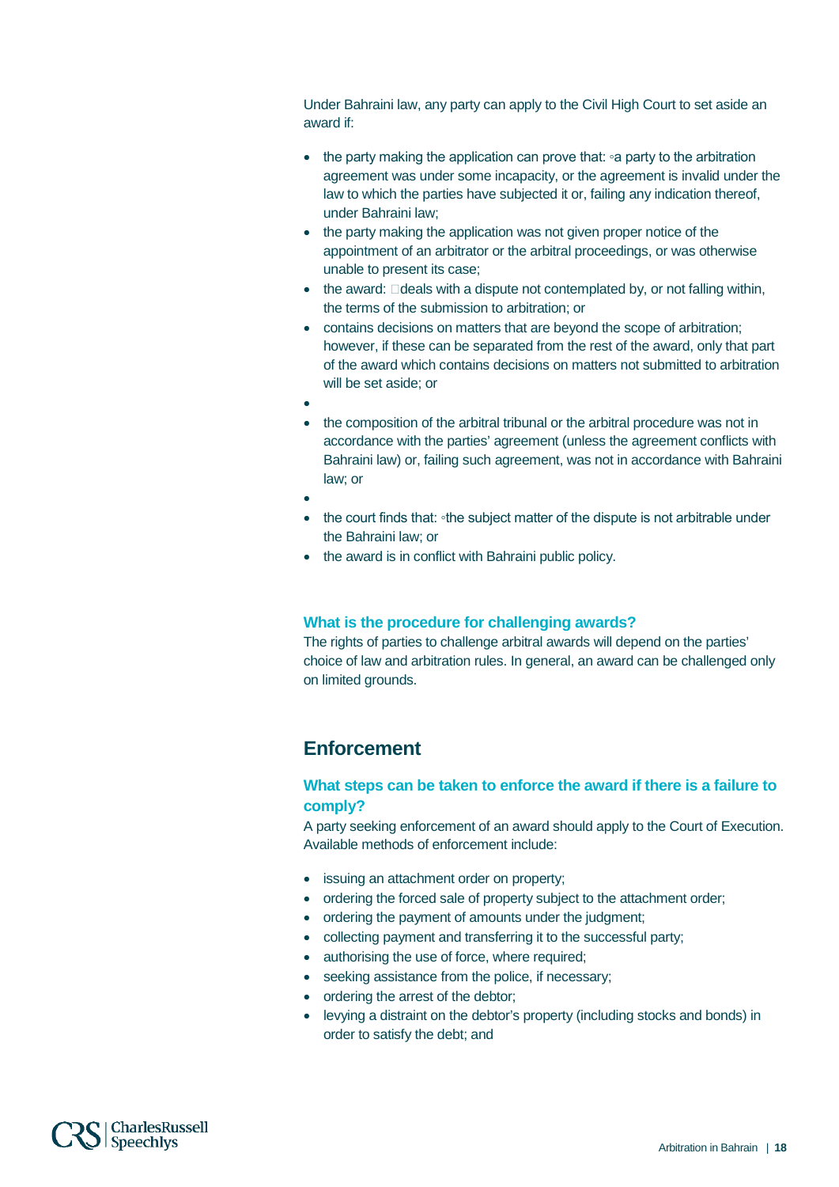Under Bahraini law, any party can apply to the Civil High Court to set aside an award if:

- the party making the application can prove that: ◦a party to the arbitration agreement was under some incapacity, or the agreement is invalid under the law to which the parties have subjected it or, failing any indication thereof, under Bahraini law;
- the party making the application was not given proper notice of the appointment of an arbitrator or the arbitral proceedings, or was otherwise unable to present its case;
- the award: deals with a dispute not contemplated by, or not falling within, the terms of the submission to arbitration; or
- contains decisions on matters that are beyond the scope of arbitration; however, if these can be separated from the rest of the award, only that part of the award which contains decisions on matters not submitted to arbitration will be set aside; or
- 
- the composition of the arbitral tribunal or the arbitral procedure was not in accordance with the parties' agreement (unless the agreement conflicts with Bahraini law) or, failing such agreement, was not in accordance with Bahraini law; or
- 
- the court finds that: ◦the subject matter of the dispute is not arbitrable under the Bahraini law; or
- the award is in conflict with Bahraini public policy.

### What is the procedure for challenging awards?

The rights of parties to challenge arbitral awards will depend on the parties' choice of law and arbitration rules. In general, an award can be challenged only on limited grounds.

## Enforcement

### What steps can be taken to enforce the award if there is a failure to comply?

A party seeking enforcement of an award should apply to the Court of Execution. Available methods of enforcement include:

- issuing an attachment order on property;
- ordering the forced sale of property subject to the attachment order;
- ordering the payment of amounts under the judgment;
- collecting payment and transferring it to the successful party;
- authorising the use of force, where required;
- seeking assistance from the police, if necessary;
- ordering the arrest of the debtor;
- levying a distraint on the debtor's property (including stocks and bonds) in order to satisfy the debt; and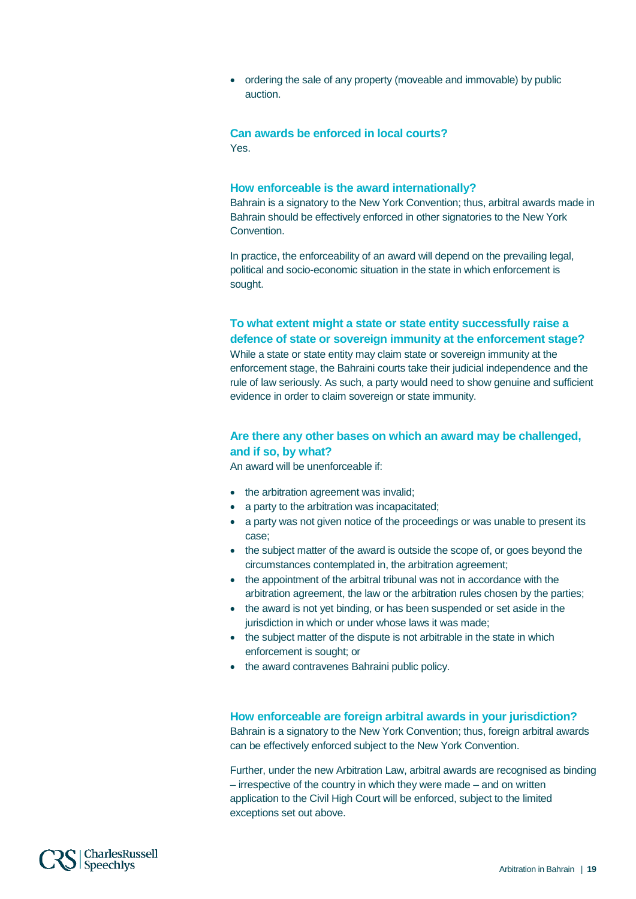- ordering the sale of any property (moveable and immovable) by public auction.

### Can awards be enforced in local courts?

Yes.

### How enforceable is the award internationally?

Bahrain is a signatory to the New York Convention; thus, arbitral awards made in Bahrain should be effectively enforced in other signatories to the New York Convention.

In practice, the enforceability of an award will depend on the prevailing legal, political and socio-economic situation in the state in which enforcement is sought.

### To what extent might a state or state entity successfully raise a defence of state or sovereign immunity at the enforcement stage?

While a state or state entity may claim state or sovereign immunity at the enforcement stage, the Bahraini courts take their judicial independence and the rule of law seriously. As such, a party would need to show genuine and sufficient evidence in order to claim sovereign or state immunity.

### Are there any other bases on which an award may be challenged, and if so, by what?

An award will be unenforceable if:

- the arbitration agreement was invalid;
- a party to the arbitration was incapacitated;
- a party was not given notice of the proceedings or was unable to present its case;
- the subject matter of the award is outside the scope of, or goes beyond the circumstances contemplated in, the arbitration agreement;
- the appointment of the arbitral tribunal was not in accordance with the arbitration agreement, the law or the arbitration rules chosen by the parties;
- the award is not yet binding, or has been suspended or set aside in the jurisdiction in which or under whose laws it was made;
- the subject matter of the dispute is not arbitrable in the state in which enforcement is sought; or
- the award contravenes Bahraini public policy.

### How enforceable are foreign arbitral awards in your jurisdiction?

Bahrain is a signatory to the New York Convention; thus, foreign arbitral awards can be effectively enforced subject to the New York Convention.

Further, under the new Arbitration Law, arbitral awards are recognised as binding – irrespective of the country in which they were made – and on written application to the Civil High Court will be enforced, subject to the limited exceptions set out above.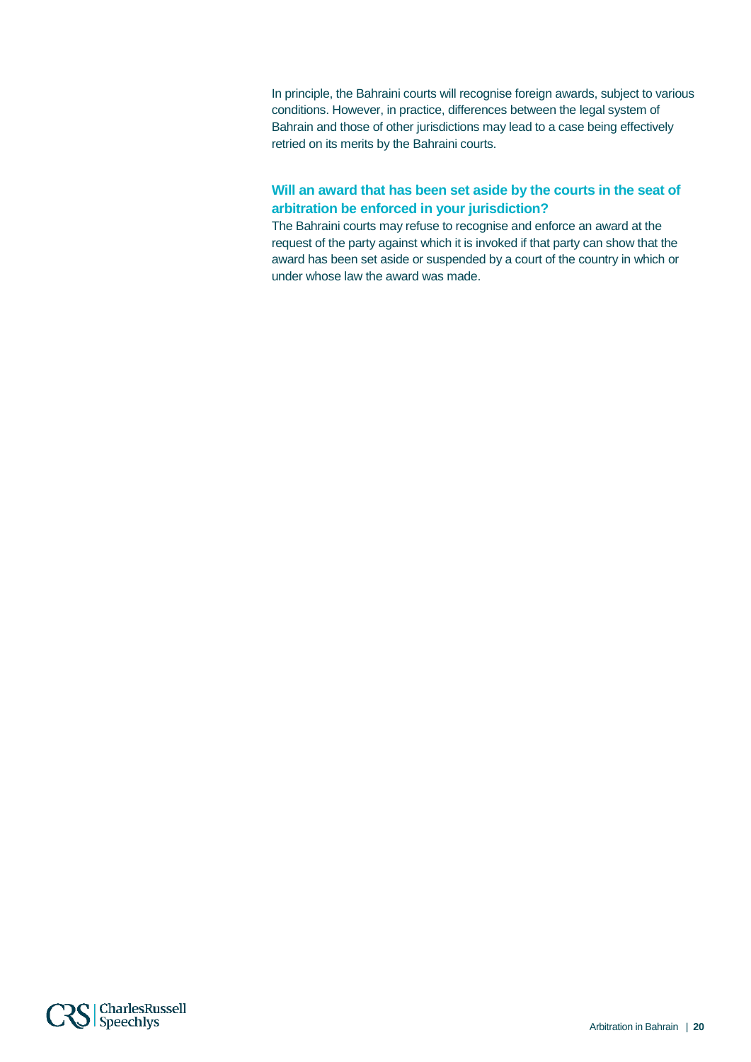In principle, the Bahraini courts will recognise foreign awards, subject to various conditions. However, in practice, differences between the legal system of Bahrain and those of other jurisdictions may lead to a case being effectively retried on its merits by the Bahraini courts.

### Will an award that has been set aside by the courts in the seat of arbitration be enforced in your jurisdiction?

The Bahraini courts may refuse to recognise and enforce an award at the request of the party against which it is invoked if that party can show that the award has been set aside or suspended by a court of the country in which or under whose law the award was made.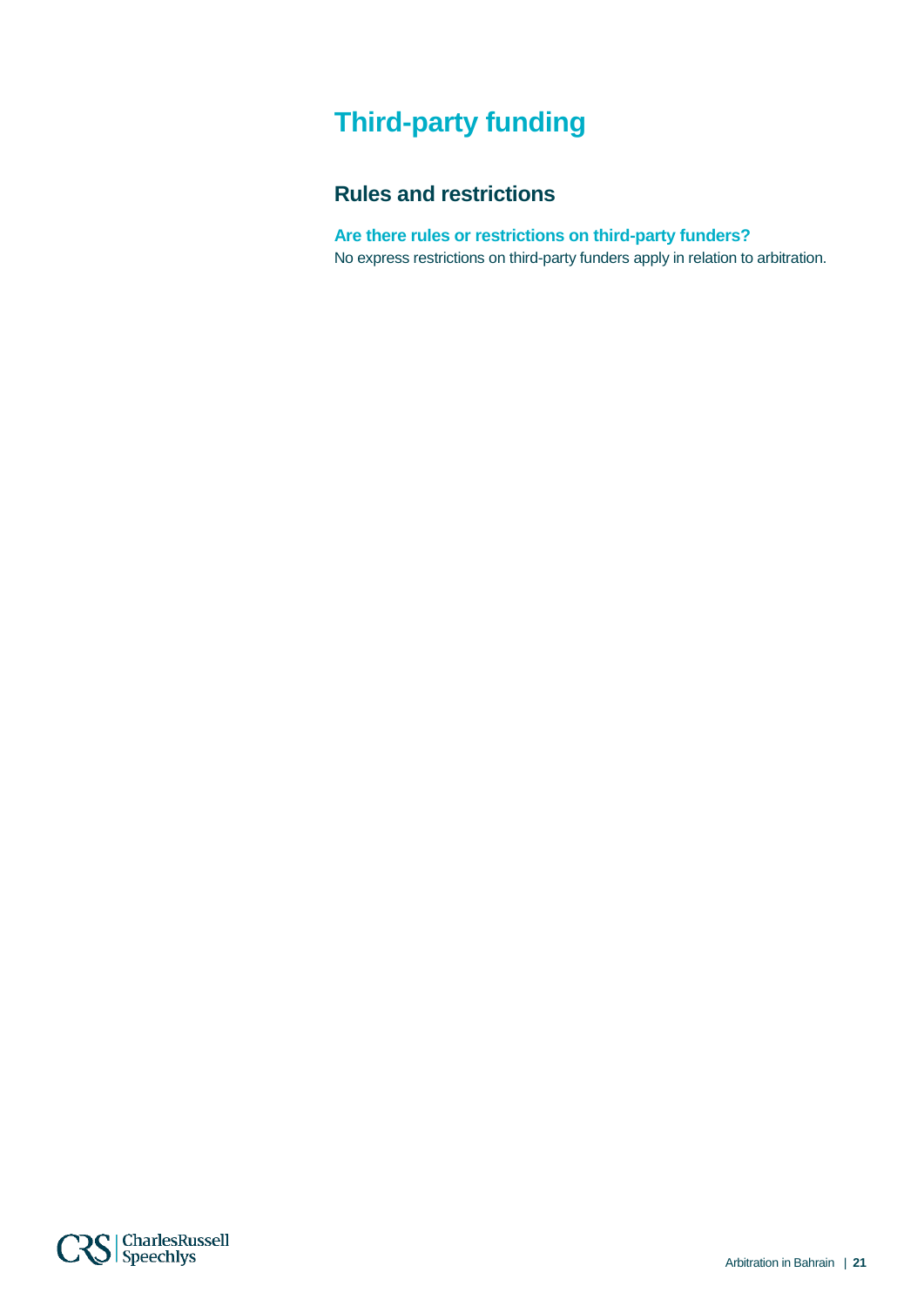# Third-party funding

## Rules and restrictions

### Are there rules or restrictions on third-party funders?

No express restrictions on third-party funders apply in relation to arbitration.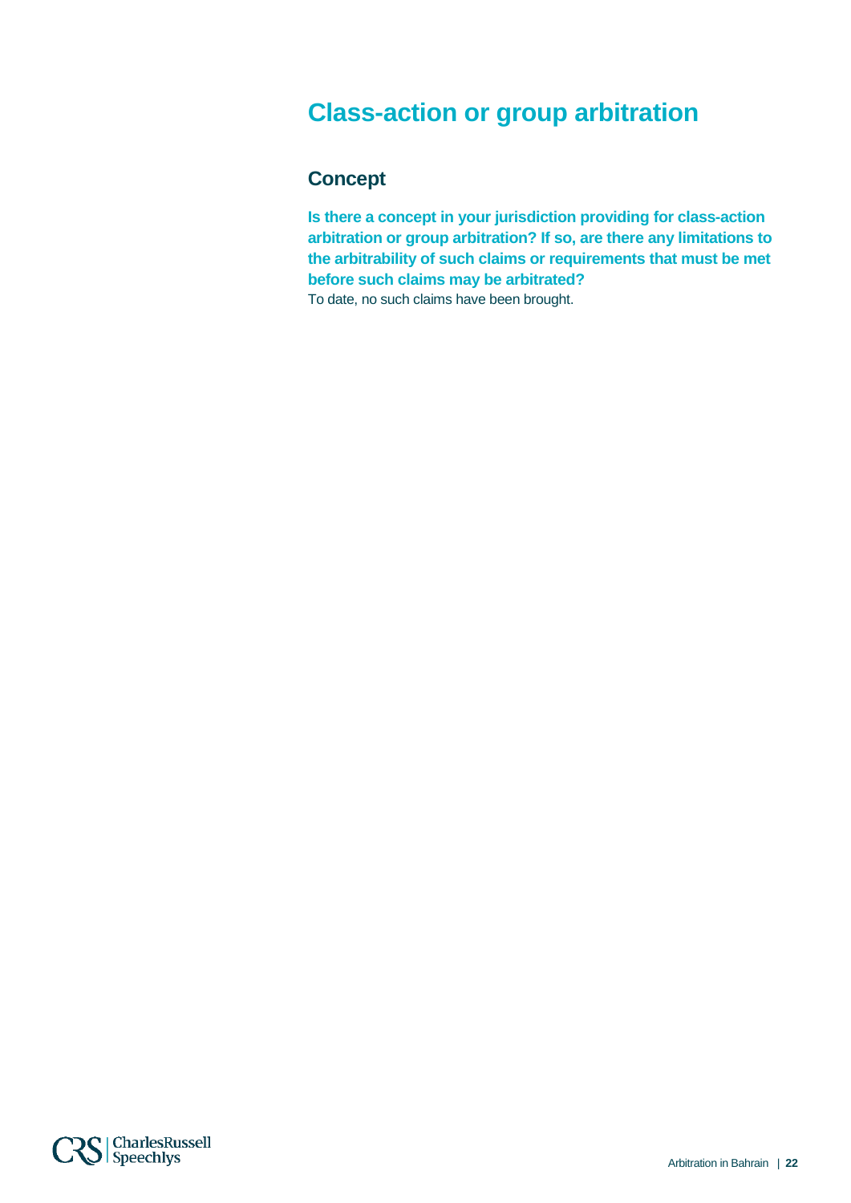# Class-action or group arbitration

## Concept

**Is there a concept in your jurisdiction providing for class-action arbitration or group arbitration? If so, are there any limitations to the arbitrability of such claims or requirements that must be met before such claims may be arbitrated?**

To date, no such claims have been brought.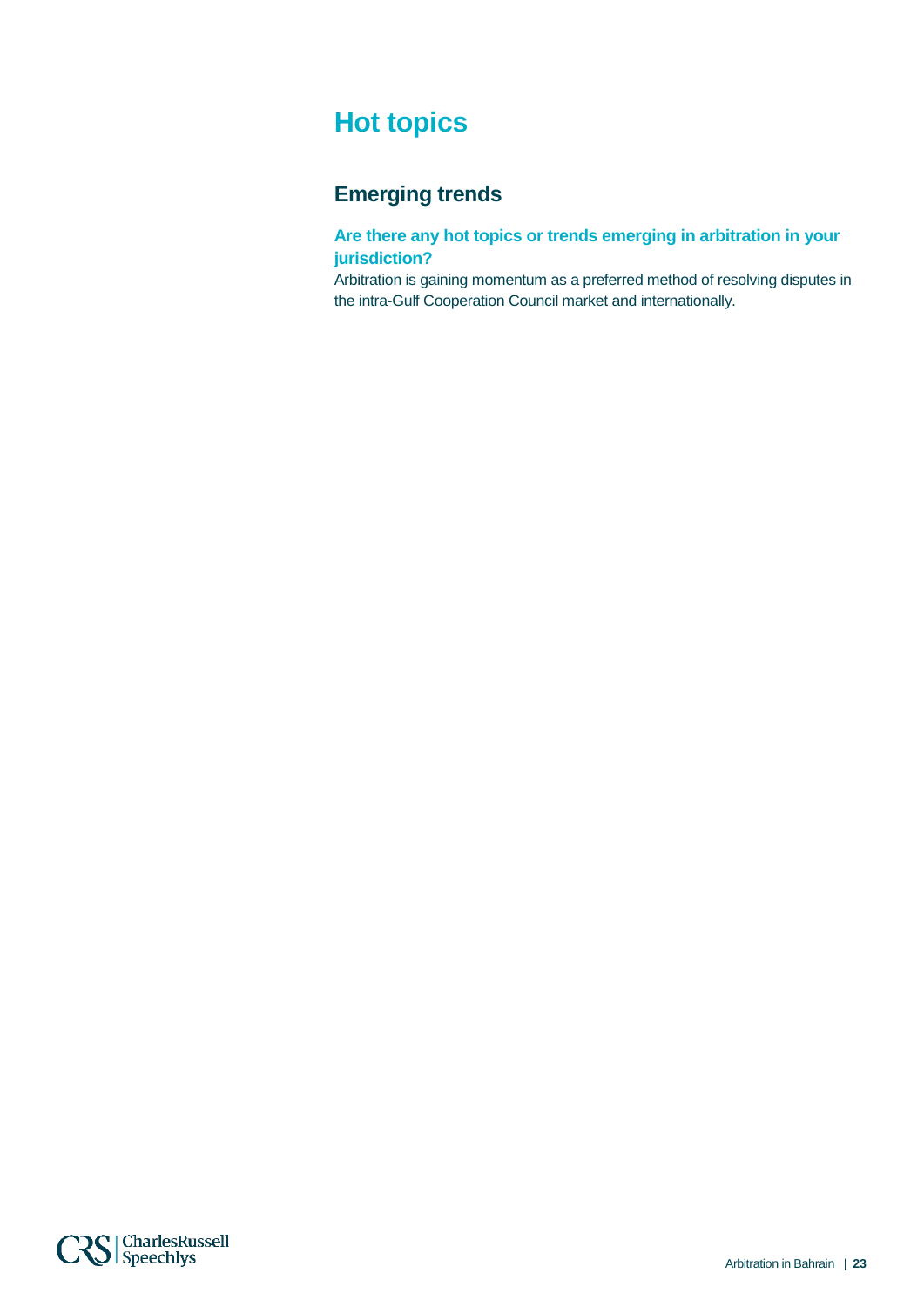# Hot topics

## Emerging trends

### Are there any hot topics or trends emerging in arbitration in your jurisdiction?

Arbitration is gaining momentum as a preferred method of resolving disputes in the intra-Gulf Cooperation Council market and internationally.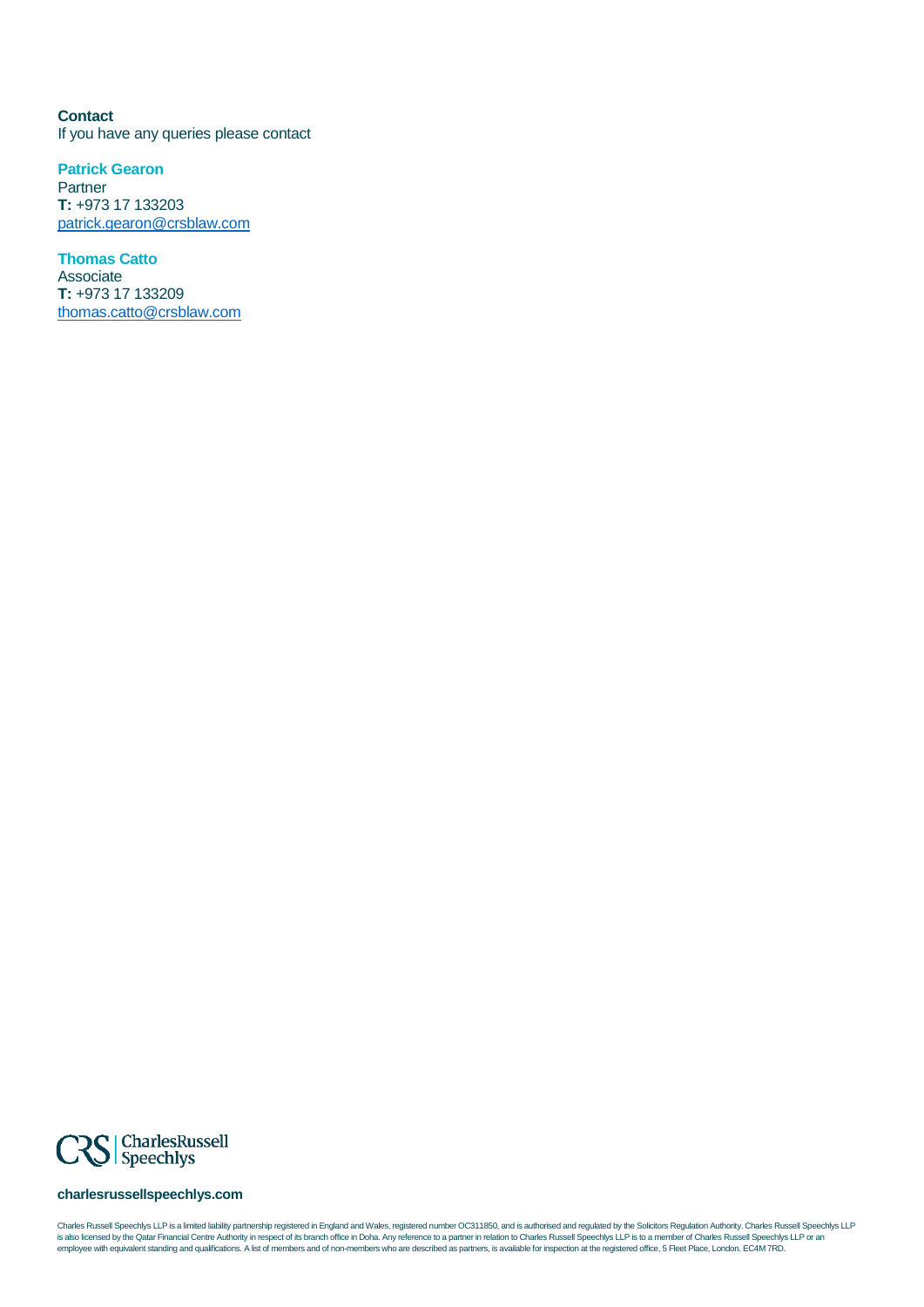**Contact**
If you have any queries please contact

**Patrick Gearon**
Partner
**T:** +973 17 133203
patrick.gearon@crsblaw.com

**Thomas Catto**
Associate
**T:** +973 17 133209
thomas.catto@crsblaw.com

CRS | CharlesRussell Speechlys

**charlesrussellspeechlys.com**

Charles Russell Speechlys LLP is a limited liability partnership registered in England and Wales, registered number OC311850, and is authorised and regulated by the Solicitors Regulation Authority. Charles Russell Speechlys LLP is also licensed by the Qatar Financial Centre Authority in respect of its branch office in Doha. Any reference to a partner in relation to Charles Russell Speechlys LLP is to a member of Charles Russell Speechlys LLP or an employee with equivalent standing and qualifications. A list of members and of non-members who are described as partners, is available for inspection at the registered office, 5 Fleet Place, London. EC4M 7RD.